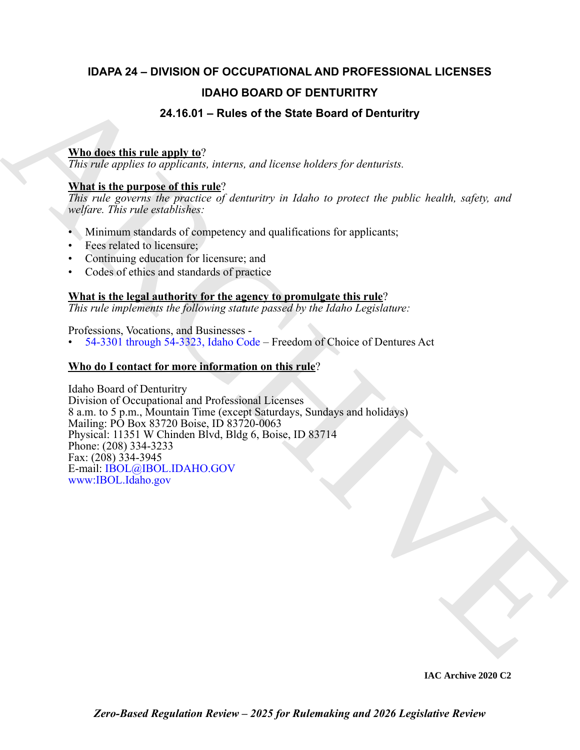# IDAPA 24 – DIVISION OF OCCUPATIONAL AND PROFESSIONAL LICENSES

## IDAHO BOARD OF DENTURITRY

## 24.16.01 – Rules of the State Board of Denturitry

**Who does this rule apply to**?

*This rule applies to applicants, interns, and license holders for denturists.*

**What is the purpose of this rule**?

*This rule governs the practice of denturitry in Idaho to protect the public health, safety, and welfare. This rule establishes:*

- Minimum standards of competency and qualifications for applicants;
- Fees related to licensure;
- Continuing education for licensure; and
- Codes of ethics and standards of practice

**What is the legal authority for the agency to promulgate this rule**?

*This rule implements the following statute passed by the Idaho Legislature:*

Professions, Vocations, and Businesses -

- 54-3301 through 54-3323, Idaho Code – Freedom of Choice of Dentures Act

**Who do I contact for more information on this rule**?

Idaho Board of Denturitry
Division of Occupational and Professional Licenses
8 a.m. to 5 p.m., Mountain Time (except Saturdays, Sundays and holidays)
Mailing: PO Box 83720 Boise, ID 83720-0063
Physical: 11351 W Chinden Blvd, Bldg 6, Boise, ID 83714
Phone: (208) 334-3233
Fax: (208) 334-3945
E-mail: IBOL@IBOL.IDAHO.GOV
www:IBOL.Idaho.gov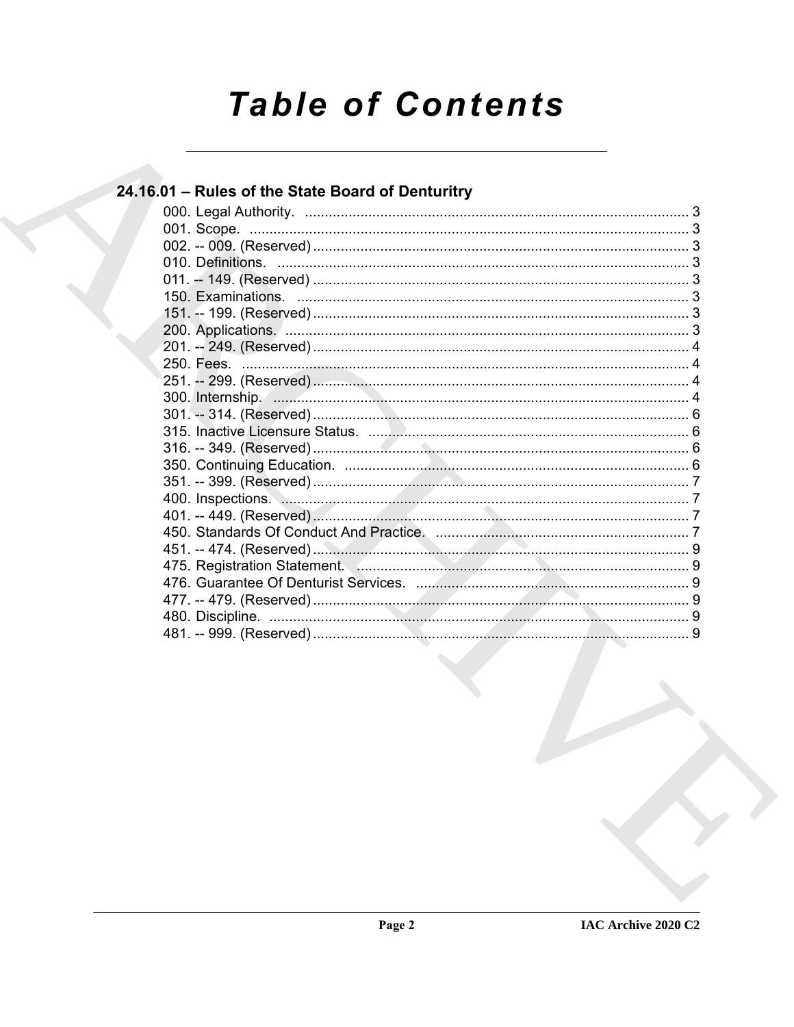# Table of Contents

## 24.16.01 – Rules of the State Board of Denturitry

000. Legal Authority. ........................................................................................ 3
001. Scope. ........................................................................................ 3
002. -- 009. (Reserved) ........................................................................................ 3
010. Definitions. ........................................................................................ 3
011. -- 149. (Reserved) ........................................................................................ 3
150. Examinations. ........................................................................................ 3
151. -- 199. (Reserved) ........................................................................................ 3
200. Applications. ........................................................................................ 3
201. -- 249. (Reserved) ........................................................................................ 4
250. Fees. ........................................................................................ 4
251. -- 299. (Reserved) ........................................................................................ 4
300. Internship. ........................................................................................ 4
301. -- 314. (Reserved) ........................................................................................ 6
315. Inactive Licensure Status. ........................................................................................ 6
316. -- 349. (Reserved) ........................................................................................ 6
350. Continuing Education. ........................................................................................ 6
351. -- 399. (Reserved) ........................................................................................ 7
400. Inspections. ........................................................................................ 7
401. -- 449. (Reserved) ........................................................................................ 7
450. Standards Of Conduct And Practice. ........................................................................................ 7
451. -- 474. (Reserved) ........................................................................................ 9
475. Registration Statement. ........................................................................................ 9
476. Guarantee Of Denturist Services. ........................................................................................ 9
477. -- 479. (Reserved) ........................................................................................ 9
480. Discipline. ........................................................................................ 9
481. -- 999. (Reserved) ........................................................................................ 9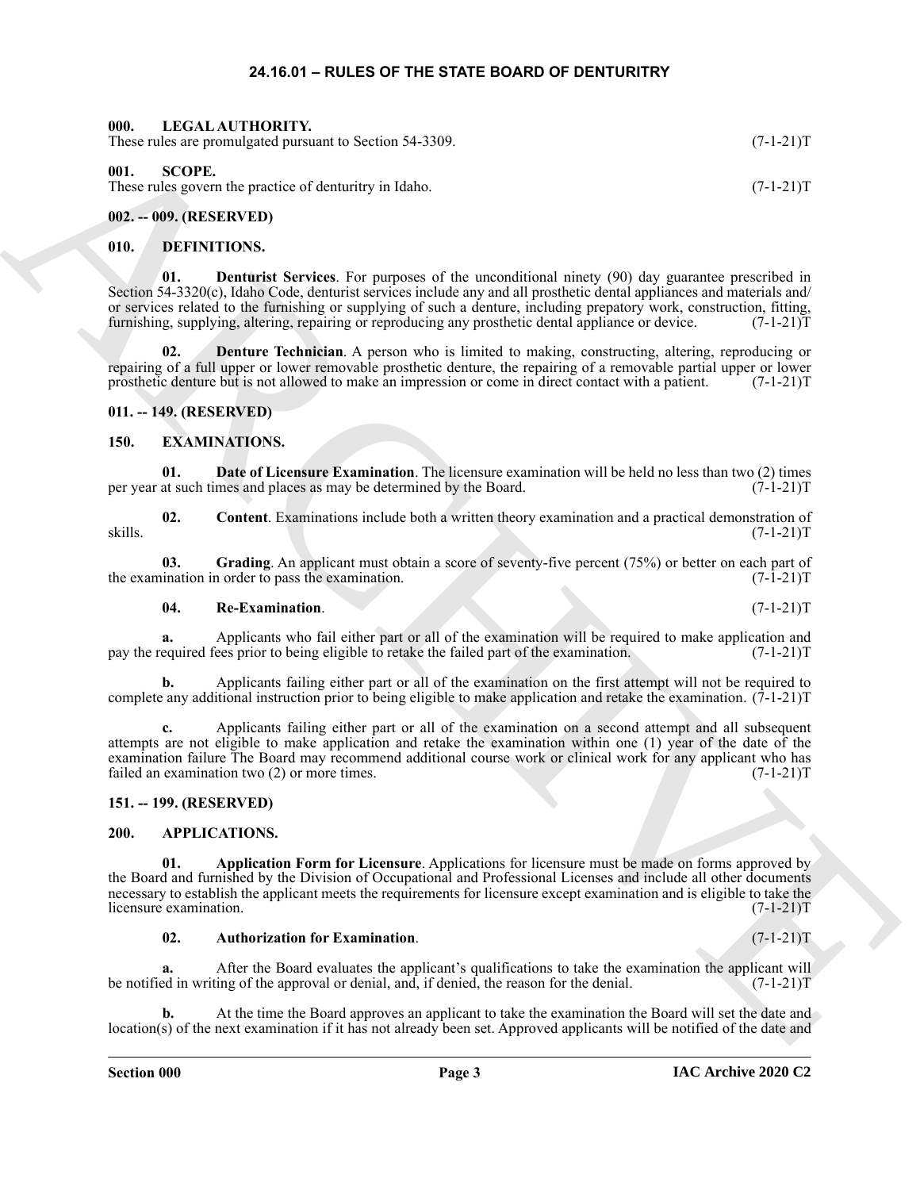# 24.16.01 – RULES OF THE STATE BOARD OF DENTURITRY

## 000. LEGAL AUTHORITY.

These rules are promulgated pursuant to Section 54-3309. (7-1-21)T

## 001. SCOPE.

These rules govern the practice of denturitry in Idaho. (7-1-21)T

## 002. -- 009. (RESERVED)

## 010. DEFINITIONS.

**01. Denturist Services**. For purposes of the unconditional ninety (90) day guarantee prescribed in Section 54-3320(c), Idaho Code, denturist services include any and all prosthetic dental appliances and materials and/or services related to the furnishing or supplying of such a denture, including prepatory work, construction, fitting, furnishing, supplying, altering, repairing or reproducing any prosthetic dental appliance or device. (7-1-21)T

**02. Denture Technician**. A person who is limited to making, constructing, altering, reproducing or repairing of a full upper or lower removable prosthetic denture, the repairing of a removable partial upper or lower prosthetic denture but is not allowed to make an impression or come in direct contact with a patient. (7-1-21)T

## 011. -- 149. (RESERVED)

## 150. EXAMINATIONS.

**01. Date of Licensure Examination**. The licensure examination will be held no less than two (2) times per year at such times and places as may be determined by the Board. (7-1-21)T

**02. Content**. Examinations include both a written theory examination and a practical demonstration of skills. (7-1-21)T

**03. Grading**. An applicant must obtain a score of seventy-five percent (75%) or better on each part of the examination in order to pass the examination. (7-1-21)T

**04. Re-Examination**. (7-1-21)T

**a.** Applicants who fail either part or all of the examination will be required to make application and pay the required fees prior to being eligible to retake the failed part of the examination. (7-1-21)T

**b.** Applicants failing either part or all of the examination on the first attempt will not be required to complete any additional instruction prior to being eligible to make application and retake the examination. (7-1-21)T

**c.** Applicants failing either part or all of the examination on a second attempt and all subsequent attempts are not eligible to make application and retake the examination within one (1) year of the date of the examination failure The Board may recommend additional course work or clinical work for any applicant who has failed an examination two (2) or more times. (7-1-21)T

## 151. -- 199. (RESERVED)

## 200. APPLICATIONS.

**01. Application Form for Licensure**. Applications for licensure must be made on forms approved by the Board and furnished by the Division of Occupational and Professional Licenses and include all other documents necessary to establish the applicant meets the requirements for licensure except examination and is eligible to take the licensure examination. (7-1-21)T

**02. Authorization for Examination**. (7-1-21)T

**a.** After the Board evaluates the applicant's qualifications to take the examination the applicant will be notified in writing of the approval or denial, and, if denied, the reason for the denial. (7-1-21)T

**b.** At the time the Board approves an applicant to take the examination the Board will set the date and location(s) of the next examination if it has not already been set. Approved applicants will be notified of the date and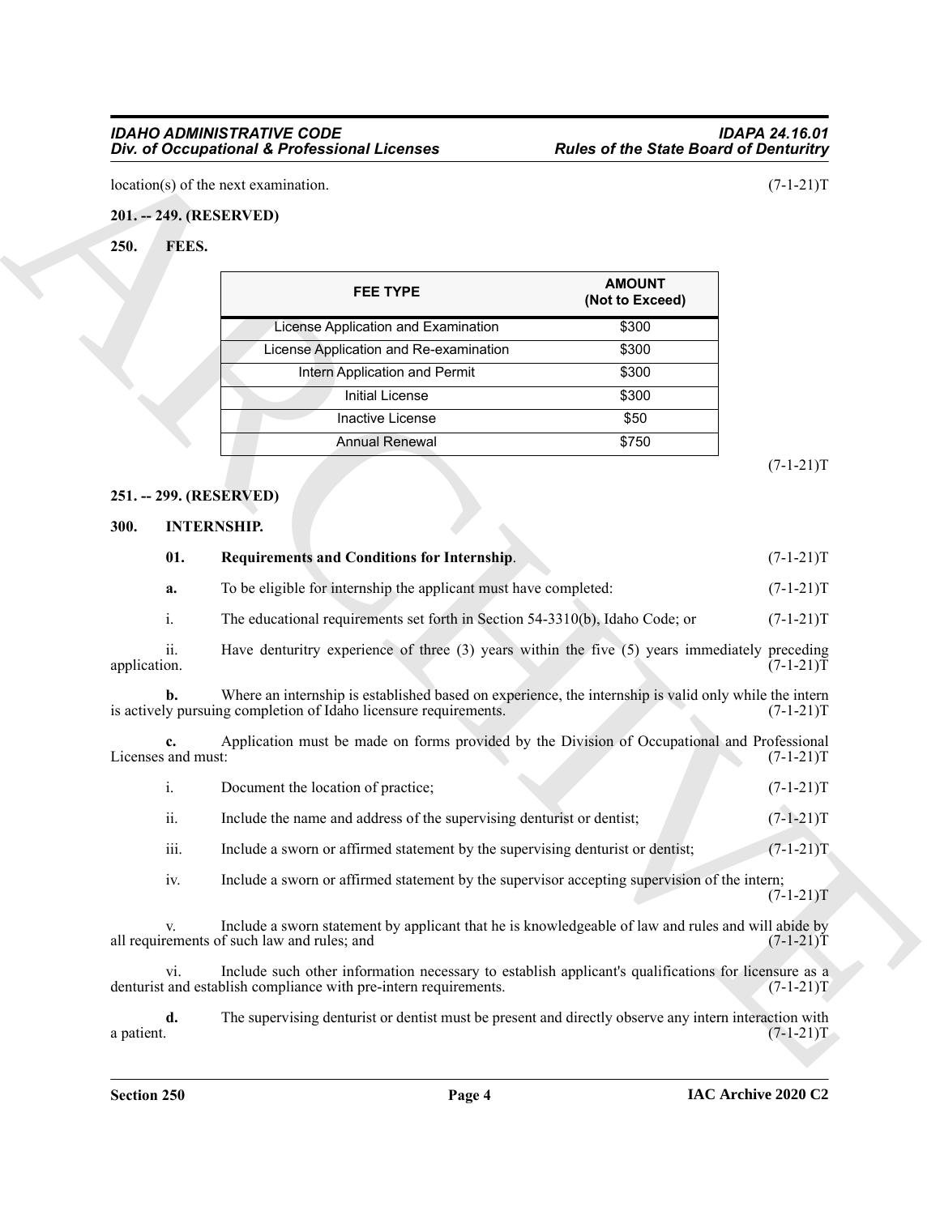location(s) of the next examination. (7-1-21)T

**201. -- 249. (RESERVED)**

**250. FEES.**

| FEE TYPE | AMOUNT (Not to Exceed) |
|---|---|
| License Application and Examination | $300 |
| License Application and Re-examination | $300 |
| Intern Application and Permit | $300 |
| Initial License | $300 |
| Inactive License | $50 |
| Annual Renewal | $750 |

(7-1-21)T

**251. -- 299. (RESERVED)**

**300. INTERNSHIP.**

**01. Requirements and Conditions for Internship**. (7-1-21)T

**a.** To be eligible for internship the applicant must have completed: (7-1-21)T

i. The educational requirements set forth in Section 54-3310(b), Idaho Code; or (7-1-21)T

ii. Have denturitry experience of three (3) years within the five (5) years immediately preceding application. (7-1-21)T

**b.** Where an internship is established based on experience, the internship is valid only while the intern is actively pursuing completion of Idaho licensure requirements. (7-1-21)T

**c.** Application must be made on forms provided by the Division of Occupational and Professional Licenses and must: (7-1-21)T

i. Document the location of practice; (7-1-21)T

ii. Include the name and address of the supervising denturist or dentist; (7-1-21)T

iii. Include a sworn or affirmed statement by the supervising denturist or dentist; (7-1-21)T

iv. Include a sworn or affirmed statement by the supervisor accepting supervision of the intern; (7-1-21)T

v. Include a sworn statement by applicant that he is knowledgeable of law and rules and will abide by all requirements of such law and rules; and (7-1-21)T

vi. Include such other information necessary to establish applicant's qualifications for licensure as a denturist and establish compliance with pre-intern requirements. (7-1-21)T

**d.** The supervising denturist or dentist must be present and directly observe any intern interaction with a patient. (7-1-21)T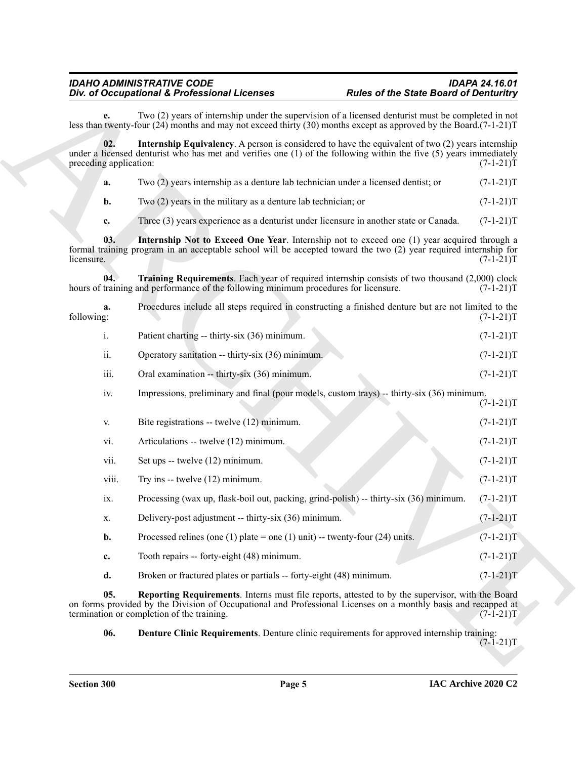**e.** Two (2) years of internship under the supervision of a licensed denturist must be completed in not less than twenty-four (24) months and may not exceed thirty (30) months except as approved by the Board.(7-1-21)T

**02. Internship Equivalency**. A person is considered to have the equivalent of two (2) years internship under a licensed denturist who has met and verifies one (1) of the following within the five (5) years immediately preceding application: (7-1-21)T

**a.** Two (2) years internship as a denture lab technician under a licensed dentist; or (7-1-21)T

**b.** Two (2) years in the military as a denture lab technician; or (7-1-21)T

**c.** Three (3) years experience as a denturist under licensure in another state or Canada. (7-1-21)T

**03. Internship Not to Exceed One Year**. Internship not to exceed one (1) year acquired through a formal training program in an acceptable school will be accepted toward the two (2) year required internship for licensure. (7-1-21)T

**04. Training Requirements**. Each year of required internship consists of two thousand (2,000) clock hours of training and performance of the following minimum procedures for licensure. (7-1-21)T

**a.** Procedures include all steps required in constructing a finished denture but are not limited to the following: (7-1-21)T

i. Patient charting -- thirty-six (36) minimum. (7-1-21)T

ii. Operatory sanitation -- thirty-six (36) minimum. (7-1-21)T

iii. Oral examination -- thirty-six (36) minimum. (7-1-21)T

iv. Impressions, preliminary and final (pour models, custom trays) -- thirty-six (36) minimum. (7-1-21)T

v. Bite registrations -- twelve (12) minimum. (7-1-21)T

vi. Articulations -- twelve (12) minimum. (7-1-21)T

vii. Set ups -- twelve (12) minimum. (7-1-21)T

viii. Try ins -- twelve (12) minimum. (7-1-21)T

ix. Processing (wax up, flask-boil out, packing, grind-polish) -- thirty-six (36) minimum. (7-1-21)T

x. Delivery-post adjustment -- thirty-six (36) minimum. (7-1-21)T

**b.** Processed relines (one (1) plate = one (1) unit) -- twenty-four (24) units. (7-1-21)T

**c.** Tooth repairs -- forty-eight (48) minimum. (7-1-21)T

**d.** Broken or fractured plates or partials -- forty-eight (48) minimum. (7-1-21)T

**05. Reporting Requirements**. Interns must file reports, attested to by the supervisor, with the Board on forms provided by the Division of Occupational and Professional Licenses on a monthly basis and recapped at termination or completion of the training. (7-1-21)T

**06. Denture Clinic Requirements**. Denture clinic requirements for approved internship training: (7-1-21)T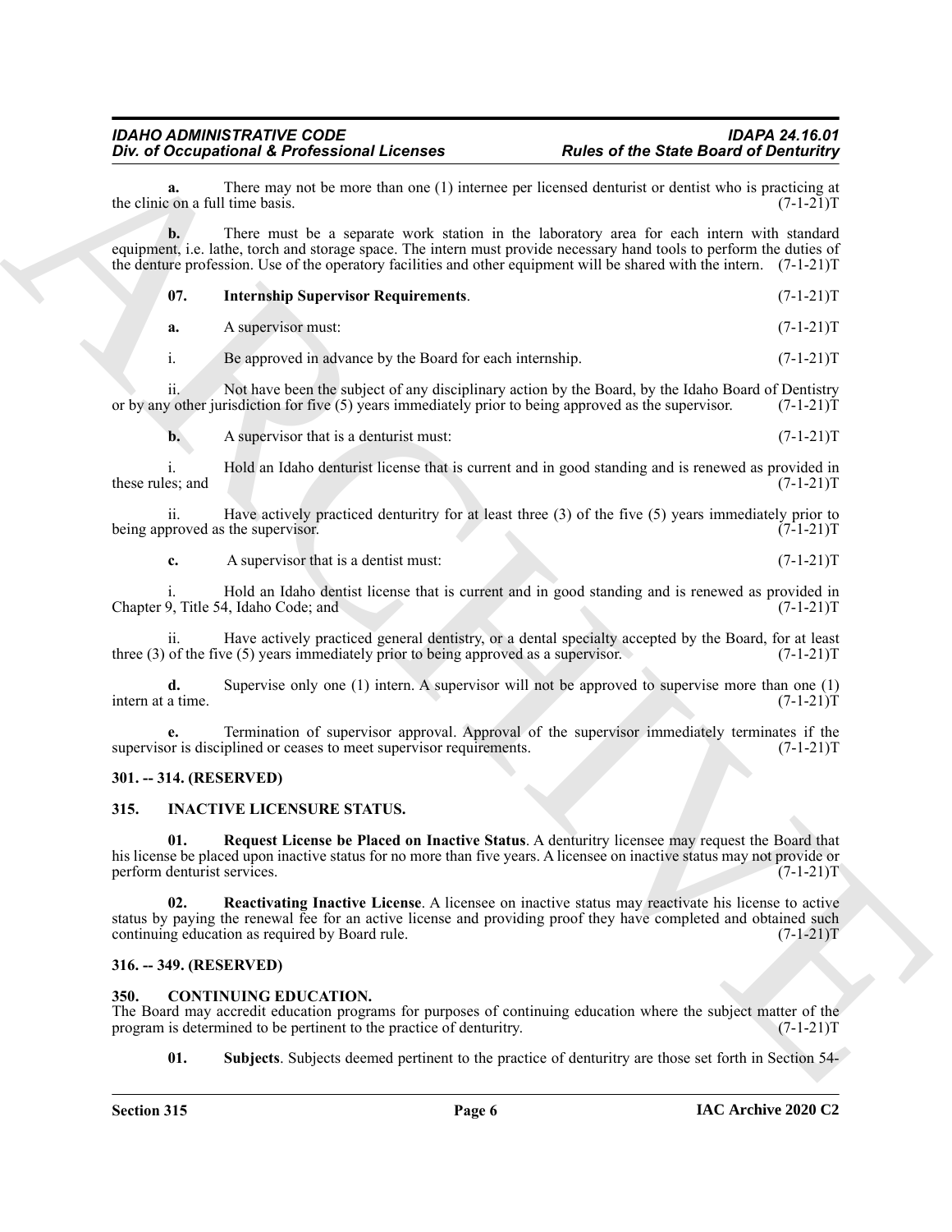**a.** There may not be more than one (1) internee per licensed denturist or dentist who is practicing at the clinic on a full time basis. (7-1-21)T

**b.** There must be a separate work station in the laboratory area for each intern with standard equipment, i.e. lathe, torch and storage space. The intern must provide necessary hand tools to perform the duties of the denture profession. Use of the operatory facilities and other equipment will be shared with the intern. (7-1-21)T

**07. Internship Supervisor Requirements**. (7-1-21)T

**a.** A supervisor must: (7-1-21)T

i. Be approved in advance by the Board for each internship. (7-1-21)T

ii. Not have been the subject of any disciplinary action by the Board, by the Idaho Board of Dentistry or by any other jurisdiction for five (5) years immediately prior to being approved as the supervisor. (7-1-21)T

**b.** A supervisor that is a denturist must: (7-1-21)T

i. Hold an Idaho denturist license that is current and in good standing and is renewed as provided in these rules; and (7-1-21)T

ii. Have actively practiced denturitry for at least three (3) of the five (5) years immediately prior to being approved as the supervisor. (7-1-21)T

**c.** A supervisor that is a dentist must: (7-1-21)T

i. Hold an Idaho dentist license that is current and in good standing and is renewed as provided in Chapter 9, Title 54, Idaho Code; and (7-1-21)T

ii. Have actively practiced general dentistry, or a dental specialty accepted by the Board, for at least three (3) of the five (5) years immediately prior to being approved as a supervisor. (7-1-21)T

**d.** Supervise only one (1) intern. A supervisor will not be approved to supervise more than one (1) intern at a time. (7-1-21)T

**e.** Termination of supervisor approval. Approval of the supervisor immediately terminates if the supervisor is disciplined or ceases to meet supervisor requirements. (7-1-21)T

## 301. -- 314. (RESERVED)

## 315. INACTIVE LICENSURE STATUS.

**01. Request License be Placed on Inactive Status**. A denturitry licensee may request the Board that his license be placed upon inactive status for no more than five years. A licensee on inactive status may not provide or perform denturist services. (7-1-21)T

**02. Reactivating Inactive License**. A licensee on inactive status may reactivate his license to active status by paying the renewal fee for an active license and providing proof they have completed and obtained such continuing education as required by Board rule. (7-1-21)T

## 316. -- 349. (RESERVED)

## 350. CONTINUING EDUCATION.

The Board may accredit education programs for purposes of continuing education where the subject matter of the program is determined to be pertinent to the practice of denturitry. (7-1-21)T

**01. Subjects**. Subjects deemed pertinent to the practice of denturitry are those set forth in Section 54-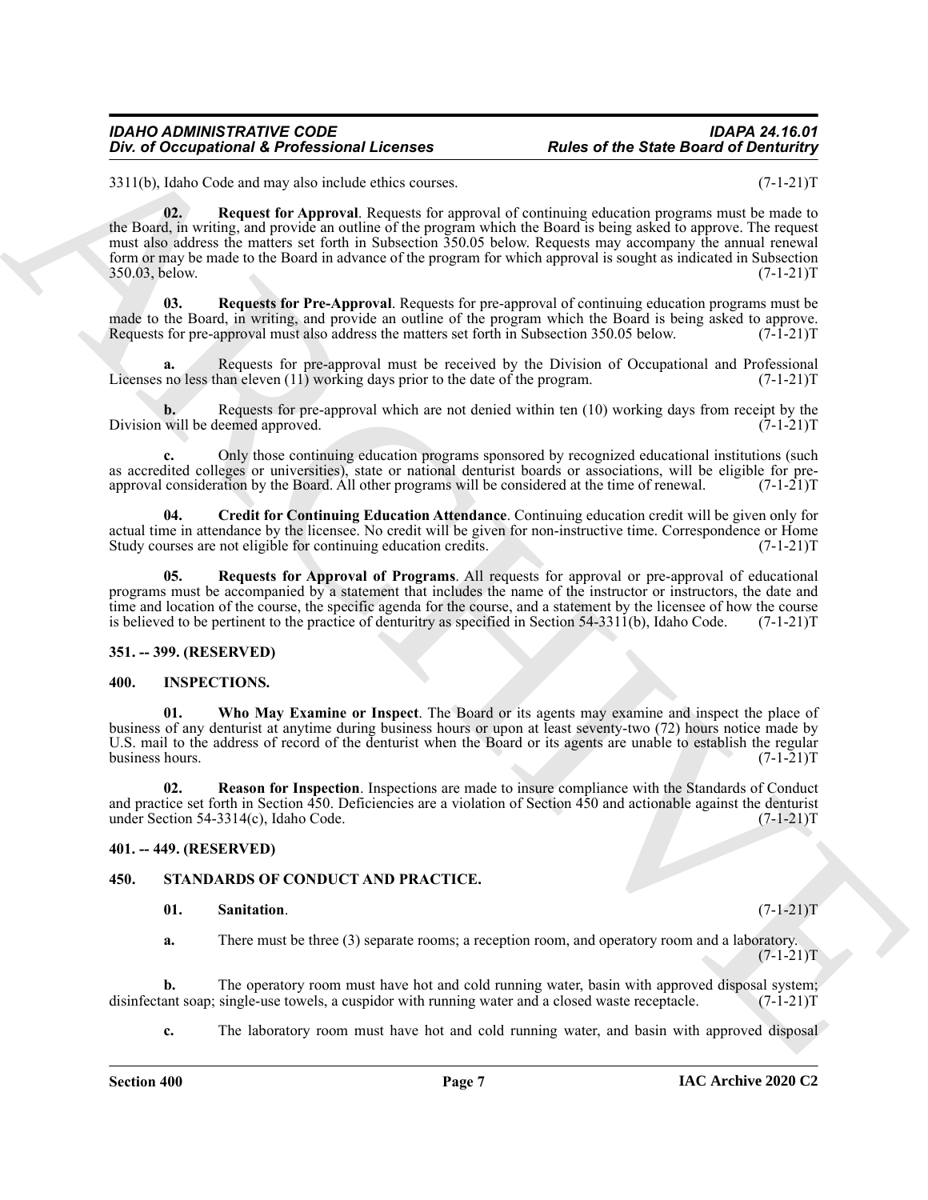3311(b), Idaho Code and may also include ethics courses. (7-1-21)T

**02. Request for Approval**. Requests for approval of continuing education programs must be made to the Board, in writing, and provide an outline of the program which the Board is being asked to approve. The request must also address the matters set forth in Subsection 350.05 below. Requests may accompany the annual renewal form or may be made to the Board in advance of the program for which approval is sought as indicated in Subsection 350.03, below. (7-1-21)T

**03. Requests for Pre-Approval**. Requests for pre-approval of continuing education programs must be made to the Board, in writing, and provide an outline of the program which the Board is being asked to approve. Requests for pre-approval must also address the matters set forth in Subsection 350.05 below. (7-1-21)T

**a.** Requests for pre-approval must be received by the Division of Occupational and Professional Licenses no less than eleven (11) working days prior to the date of the program. (7-1-21)T

**b.** Requests for pre-approval which are not denied within ten (10) working days from receipt by the Division will be deemed approved. (7-1-21)T

**c.** Only those continuing education programs sponsored by recognized educational institutions (such as accredited colleges or universities), state or national denturist boards or associations, will be eligible for pre-approval consideration by the Board. All other programs will be considered at the time of renewal. (7-1-21)T

**04. Credit for Continuing Education Attendance**. Continuing education credit will be given only for actual time in attendance by the licensee. No credit will be given for non-instructive time. Correspondence or Home Study courses are not eligible for continuing education credits. (7-1-21)T

**05. Requests for Approval of Programs**. All requests for approval or pre-approval of educational programs must be accompanied by a statement that includes the name of the instructor or instructors, the date and time and location of the course, the specific agenda for the course, and a statement by the licensee of how the course is believed to be pertinent to the practice of denturitry as specified in Section 54-3311(b), Idaho Code. (7-1-21)T

**351. -- 399. (RESERVED)**

**400. INSPECTIONS.**

**01. Who May Examine or Inspect**. The Board or its agents may examine and inspect the place of business of any denturist at anytime during business hours or upon at least seventy-two (72) hours notice made by U.S. mail to the address of record of the denturist when the Board or its agents are unable to establish the regular business hours. (7-1-21)T

**02. Reason for Inspection**. Inspections are made to insure compliance with the Standards of Conduct and practice set forth in Section 450. Deficiencies are a violation of Section 450 and actionable against the denturist under Section 54-3314(c), Idaho Code. (7-1-21)T

**401. -- 449. (RESERVED)**

**450. STANDARDS OF CONDUCT AND PRACTICE.**

**01. Sanitation**. (7-1-21)T

**a.** There must be three (3) separate rooms; a reception room, and operatory room and a laboratory. (7-1-21)T

**b.** The operatory room must have hot and cold running water, basin with approved disposal system; disinfectant soap; single-use towels, a cuspidor with running water and a closed waste receptacle. (7-1-21)T

**c.** The laboratory room must have hot and cold running water, and basin with approved disposal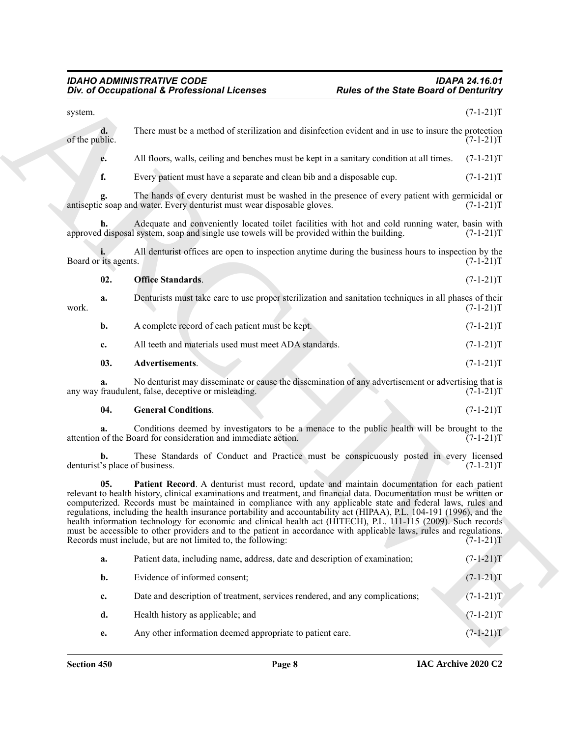system. (7-1-21)T

**d.** There must be a method of sterilization and disinfection evident and in use to insure the protection of the public. (7-1-21)T

**e.** All floors, walls, ceiling and benches must be kept in a sanitary condition at all times. (7-1-21)T

**f.** Every patient must have a separate and clean bib and a disposable cup. (7-1-21)T

**g.** The hands of every denturist must be washed in the presence of every patient with germicidal or antiseptic soap and water. Every denturist must wear disposable gloves. (7-1-21)T

**h.** Adequate and conveniently located toilet facilities with hot and cold running water, basin with approved disposal system, soap and single use towels will be provided within the building. (7-1-21)T

**i.** All denturist offices are open to inspection anytime during the business hours to inspection by the Board or its agents. (7-1-21)T

**02. Office Standards**. (7-1-21)T

**a.** Denturists must take care to use proper sterilization and sanitation techniques in all phases of their work. (7-1-21)T

**b.** A complete record of each patient must be kept. (7-1-21)T

**c.** All teeth and materials used must meet ADA standards. (7-1-21)T

**03. Advertisements**. (7-1-21)T

**a.** No denturist may disseminate or cause the dissemination of any advertisement or advertising that is any way fraudulent, false, deceptive or misleading. (7-1-21)T

**04. General Conditions**. (7-1-21)T

**a.** Conditions deemed by investigators to be a menace to the public health will be brought to the attention of the Board for consideration and immediate action. (7-1-21)T

**b.** These Standards of Conduct and Practice must be conspicuously posted in every licensed denturist's place of business. (7-1-21)T

**05. Patient Record**. A denturist must record, update and maintain documentation for each patient relevant to health history, clinical examinations and treatment, and financial data. Documentation must be written or computerized. Records must be maintained in compliance with any applicable state and federal laws, rules and regulations, including the health insurance portability and accountability act (HIPAA), P.L. 104-191 (1996), and the health information technology for economic and clinical health act (HITECH), P.L. 111-115 (2009). Such records must be accessible to other providers and to the patient in accordance with applicable laws, rules and regulations. Records must include, but are not limited to, the following: (7-1-21)T

**a.** Patient data, including name, address, date and description of examination; (7-1-21)T

**b.** Evidence of informed consent; (7-1-21)T

**c.** Date and description of treatment, services rendered, and any complications; (7-1-21)T

**d.** Health history as applicable; and (7-1-21)T

**e.** Any other information deemed appropriate to patient care. (7-1-21)T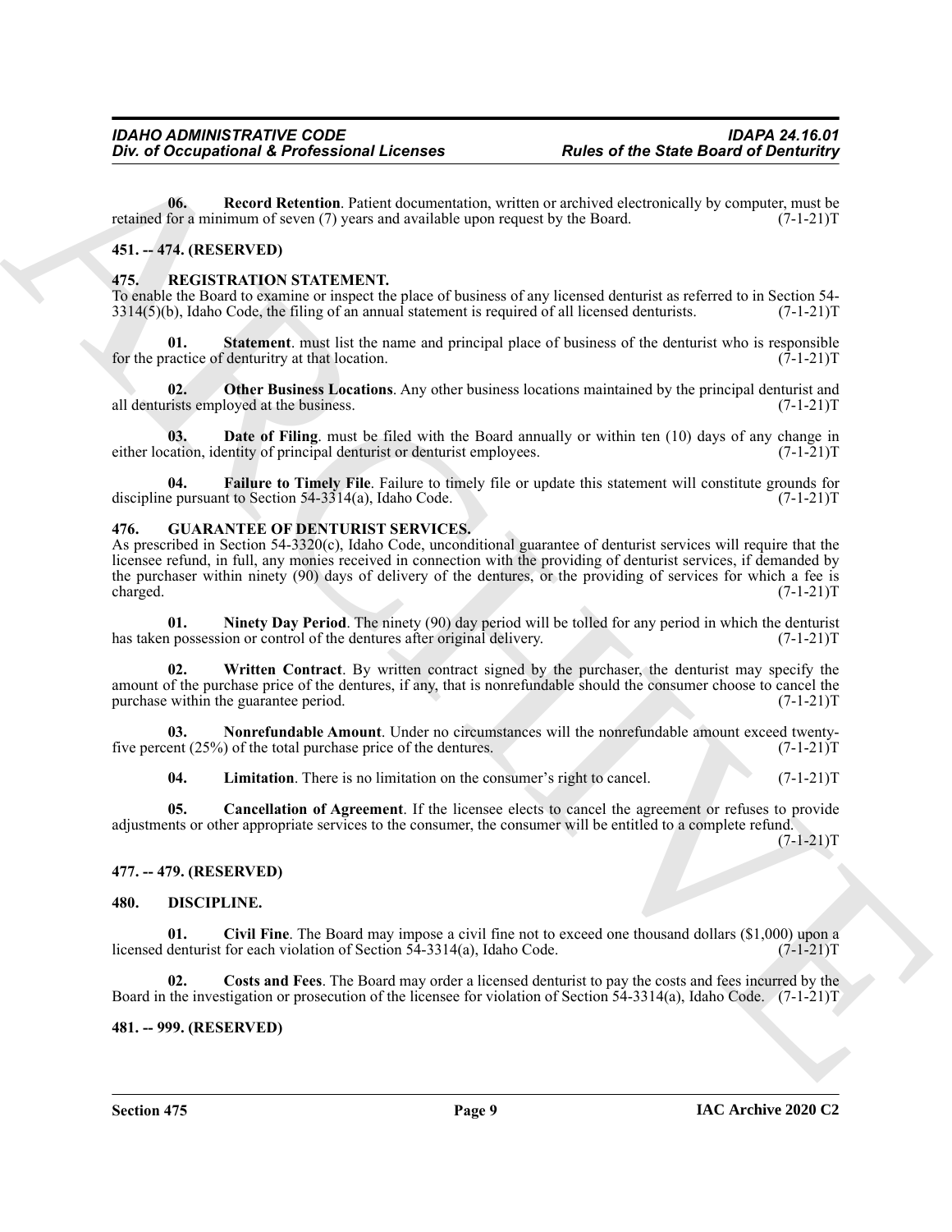**06. Record Retention**. Patient documentation, written or archived electronically by computer, must be retained for a minimum of seven (7) years and available upon request by the Board. (7-1-21)T

## 451. -- 474. (RESERVED)

## 475. REGISTRATION STATEMENT.

To enable the Board to examine or inspect the place of business of any licensed denturist as referred to in Section 54-3314(5)(b), Idaho Code, the filing of an annual statement is required of all licensed denturists. (7-1-21)T

**01. Statement**. must list the name and principal place of business of the denturist who is responsible for the practice of denturitry at that location. (7-1-21)T

**02. Other Business Locations**. Any other business locations maintained by the principal denturist and all denturists employed at the business. (7-1-21)T

**03. Date of Filing**. must be filed with the Board annually or within ten (10) days of any change in either location, identity of principal denturist or denturist employees. (7-1-21)T

**04. Failure to Timely File**. Failure to timely file or update this statement will constitute grounds for discipline pursuant to Section 54-3314(a), Idaho Code. (7-1-21)T

## 476. GUARANTEE OF DENTURIST SERVICES.

As prescribed in Section 54-3320(c), Idaho Code, unconditional guarantee of denturist services will require that the licensee refund, in full, any monies received in connection with the providing of denturist services, if demanded by the purchaser within ninety (90) days of delivery of the dentures, or the providing of services for which a fee is charged. (7-1-21)T

**01. Ninety Day Period**. The ninety (90) day period will be tolled for any period in which the denturist has taken possession or control of the dentures after original delivery. (7-1-21)T

**02. Written Contract**. By written contract signed by the purchaser, the denturist may specify the amount of the purchase price of the dentures, if any, that is nonrefundable should the consumer choose to cancel the purchase within the guarantee period. (7-1-21)T

**03. Nonrefundable Amount**. Under no circumstances will the nonrefundable amount exceed twenty-five percent (25%) of the total purchase price of the dentures. (7-1-21)T

**04. Limitation**. There is no limitation on the consumer's right to cancel. (7-1-21)T

**05. Cancellation of Agreement**. If the licensee elects to cancel the agreement or refuses to provide adjustments or other appropriate services to the consumer, the consumer will be entitled to a complete refund. (7-1-21)T

## 477. -- 479. (RESERVED)

## 480. DISCIPLINE.

**01. Civil Fine**. The Board may impose a civil fine not to exceed one thousand dollars ($1,000) upon a licensed denturist for each violation of Section 54-3314(a), Idaho Code. (7-1-21)T

**02. Costs and Fees**. The Board may order a licensed denturist to pay the costs and fees incurred by the Board in the investigation or prosecution of the licensee for violation of Section 54-3314(a), Idaho Code. (7-1-21)T

## 481. -- 999. (RESERVED)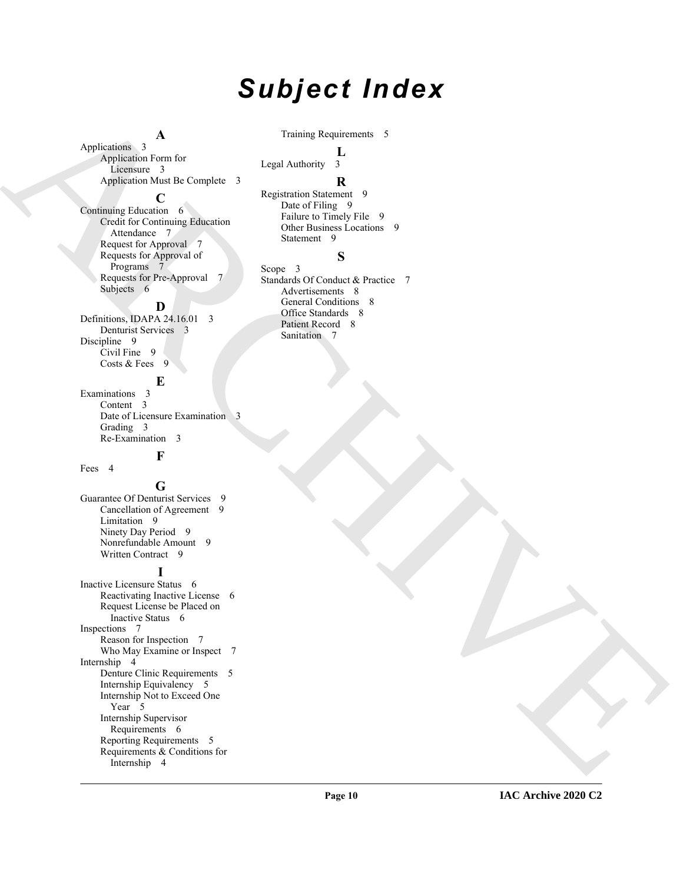# Subject Index

**A**

Applications 3
- Application Form for Licensure 3
- Application Must Be Complete 3

**C**

Continuing Education 6
- Credit for Continuing Education Attendance 7
- Request for Approval 7
- Requests for Approval of Programs 7
- Requests for Pre-Approval 7
- Subjects 6

**D**

Definitions, IDAPA 24.16.01 3
- Denturist Services 3

Discipline 9
- Civil Fine 9
- Costs & Fees 9

**E**

Examinations 3
- Content 3
- Date of Licensure Examination 3
- Grading 3
- Re-Examination 3

**F**

Fees 4

**G**

Guarantee Of Denturist Services 9
- Cancellation of Agreement 9
- Limitation 9
- Ninety Day Period 9
- Nonrefundable Amount 9
- Written Contract 9

**I**

Inactive Licensure Status 6
- Reactivating Inactive License 6
- Request License be Placed on Inactive Status 6

Inspections 7
- Reason for Inspection 7
- Who May Examine or Inspect 7

Internship 4
- Denture Clinic Requirements 5
- Internship Equivalency 5
- Internship Not to Exceed One Year 5
- Internship Supervisor Requirements 6
- Reporting Requirements 5
- Requirements & Conditions for Internship 4
- Training Requirements 5

**L**

Legal Authority 3

**R**

Registration Statement 9
- Date of Filing 9
- Failure to Timely File 9
- Other Business Locations 9
- Statement 9

**S**

Scope 3

Standards Of Conduct & Practice 7
- Advertisements 8
- General Conditions 8
- Office Standards 8
- Patient Record 8
- Sanitation 7